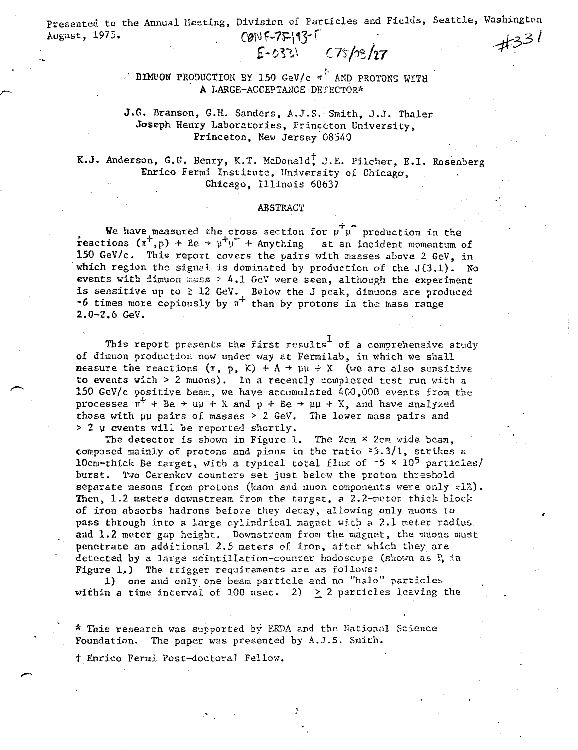Presented to the Annual Meeting, Division of Particles and Fields, Seattle, Washington August, 1975.

CONF-75-113-5
E-0331 C75/08/27
#331

# DIMUON PRODUCTION BY 150 GeV/c $\pi^+$ AND PROTONS WITH A LARGE-ACCEPTANCE DETECTOR*

J.G. Branson, G.H. Sanders, A.J.S. Smith, J.J. Thaler
Joseph Henry Laboratories, Princeton University,
Princeton, New Jersey 08540

K.J. Anderson, G.G. Henry, K.T. McDonald†, J.E. Pilcher, E.I. Rosenberg
Enrico Fermi Institute, University of Chicago,
Chicago, Illinois 60637

## ABSTRACT

We have measured the cross section for $\mu^+\mu^-$ production in the reactions $(\pi^+,p) + Be \to \mu^+\mu^- +$ Anything at an incident momentum of 150 GeV/c. This report covers the pairs with masses above 2 GeV, in which region the signal is dominated by production of the J(3.1). No events with dimuon mass > 4.1 GeV were seen, although the experiment is sensitive up to $\gtrsim$ 12 GeV. Below the J peak, dimuons are produced ~6 times more copiously by $\pi^+$ than by protons in the mass range 2.0-2.6 GeV.

This report presents the first results[1] of a comprehensive study of dimuon production now under way at Fermilab, in which we shall measure the reactions $(\pi, p, K) + A \to \mu\mu + X$ (we are also sensitive to events with > 2 muons). In a recently completed test run with a 150 GeV/c positive beam, we have accumulated 400,000 events from the processes $\pi^+ + Be \to \mu\mu + X$ and $p + Be \to \mu\mu + X$, and have analyzed those with $\mu\mu$ pairs of masses > 2 GeV. The lower mass pairs and > 2 $\mu$ events will be reported shortly.

The detector is shown in Figure 1. The 2cm × 2cm wide beam, composed mainly of protons and pions in the ratio ≈3.3/1, strikes a 10cm-thick Be target, with a typical total flux of ~5 × $10^5$ particles/burst. Two Cerenkov counters set just below the proton threshold separate mesons from protons (kaon and muon components were only ≈1%). Then, 1.2 meters downstream from the target, a 2.2-meter thick block of iron absorbs hadrons before they decay, allowing only muons to pass through into a large cylindrical magnet with a 2.1 meter radius and 1.2 meter gap height. Downstream from the magnet, the muons must penetrate an additional 2.5 meters of iron, after which they are detected by a large scintillation-counter hodoscope (shown as $P_i$ in Figure 1.) The trigger requirements are as follows:

1) one and only one beam particle and no "halo" particles within a time interval of 100 nsec. 2) $\geq$ 2 particles leaving the

* This research was supported by ERDA and the National Science Foundation. The paper was presented by A.J.S. Smith.

† Enrico Fermi Post-doctoral Fellow.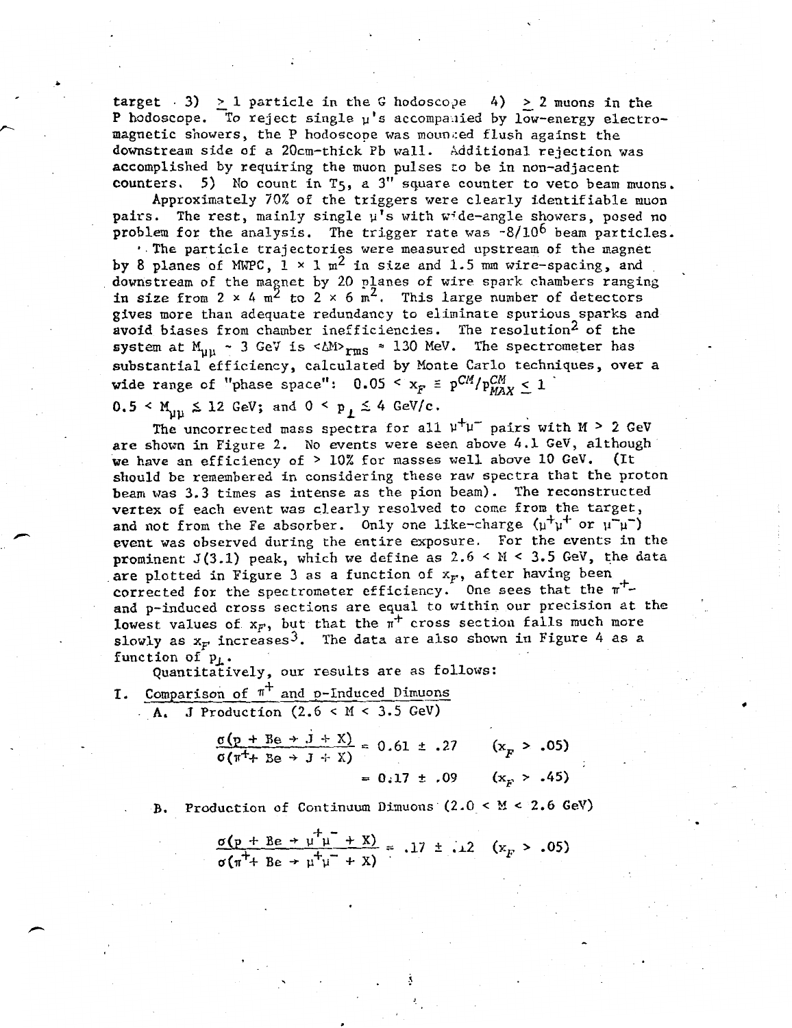target 3) $\geq 1$ particle in the G hodoscope 4) $\geq 2$ muons in the P hodoscope. To reject single $\mu$'s accompanied by low-energy electromagnetic showers, the P hodoscope was mounted flush against the downstream side of a 20cm-thick Pb wall. Additional rejection was accomplished by requiring the muon pulses to be in non-adjacent counters. 5) No count in $T_5$, a 3" square counter to veto beam muons.

Approximately 70% of the triggers were clearly identifiable muon pairs. The rest, mainly single $\mu$'s with wide-angle showers, posed no problem for the analysis. The trigger rate was ~$8/10^6$ beam particles.

The particle trajectories were measured upstream of the magnet by 8 planes of MWPC, $1 \times 1$ m$^2$ in size and 1.5 mm wire-spacing, and downstream of the magnet by 20 planes of wire spark chambers ranging in size from $2 \times 4$ m$^2$ to $2 \times 6$ m$^2$. This large number of detectors gives more than adequate redundancy to eliminate spurious sparks and avoid biases from chamber inefficiencies. The resolution[2] of the system at $M_{\mu\mu} \sim 3$ GeV is $\langle\Delta M\rangle_{rms} \approx 130$ MeV. The spectrometer has substantial efficiency, calculated by Monte Carlo techniques, over a wide range of "phase space": $0.05 < x_F \equiv p^{CM}/p^{CM}_{MAX} \leq 1$ $0.5 < M_{\mu\mu} \lesssim 12$ GeV; and $0 < p_\perp \lesssim 4$ GeV/c.

The uncorrected mass spectra for all $\mu^+\mu^-$ pairs with $M > 2$ GeV are shown in Figure 2. No events were seen above 4.1 GeV, although we have an efficiency of > 10% for masses well above 10 GeV. (It should be remembered in considering these raw spectra that the proton beam was 3.3 times as intense as the pion beam). The reconstructed vertex of each event was clearly resolved to come from the target, and not from the Fe absorber. Only one like-charge ($\mu^+\mu^+$ or $\mu^-\mu^-$) event was observed during the entire exposure. For the events in the prominent J(3.1) peak, which we define as $2.6 < M < 3.5$ GeV, the data are plotted in Figure 3 as a function of $x_F$, after having been corrected for the spectrometer efficiency. One sees that the $\pi^+$- and p-induced cross sections are equal to within our precision at the lowest values of $x_F$, but that the $\pi^+$ cross section falls much more slowly as $x_F$ increases[3]. The data are also shown in Figure 4 as a function of $p_\perp$.

Quantitatively, our results are as follows:

I. Comparison of $\pi^+$ and p-Induced Dimuons

A. J Production ($2.6 < M < 3.5$ GeV)

$$\frac{\sigma(p + Be \rightarrow J + X)}{\sigma(\pi^+ + Be \rightarrow J + X)} = 0.61 \pm .27 \qquad (x_F > .05)$$

$$= 0.17 \pm .09 \qquad (x_F > .45)$$

B. Production of Continuum Dimuons ($2.0 < M < 2.6$ GeV)

$$\frac{\sigma(p + Be \rightarrow \mu^+\mu^- + X)}{\sigma(\pi^+ + Be \rightarrow \mu^+\mu^- + X)} = .17 \pm .12 \quad (x_F > .05)$$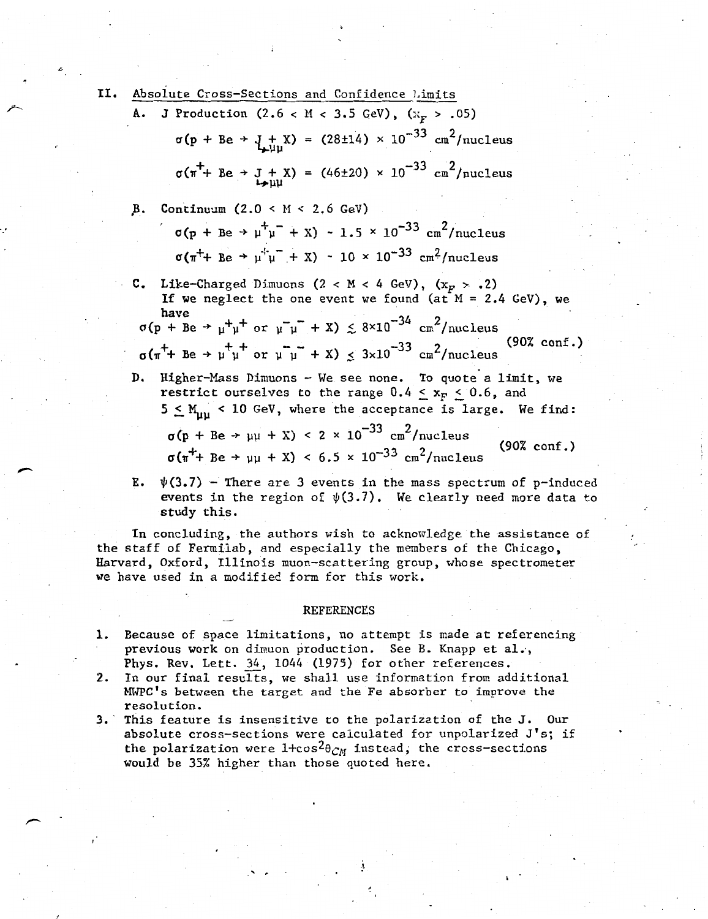## II. Absolute Cross-Sections and Confidence Limits

A. J Production ($2.6 < M < 3.5$ GeV), ($x_F > .05$)

$$\sigma(p + Be \rightarrow \underset{\hookrightarrow \mu\mu}{J} + X) = (28 \pm 14) \times 10^{-33}\ \text{cm}^2/\text{nucleus}$$

$$\sigma(\pi^+ + Be \rightarrow \underset{\hookrightarrow \mu\mu}{J} + X) = (46 \pm 20) \times 10^{-33}\ \text{cm}^2/\text{nucleus}$$

B. Continuum ($2.0 < M < 2.6$ GeV)

$$\sigma(p + Be \rightarrow \mu^+\mu^- + X) \sim 1.5 \times 10^{-33}\ \text{cm}^2/\text{nucleus}$$

$$\sigma(\pi^+ + Be \rightarrow \mu^+\mu^- + X) \sim 10 \times 10^{-33}\ \text{cm}^2/\text{nucleus}$$

C. Like-Charged Dimuons ($2 < M < 4$ GeV), ($x_F > .2$)
If we neglect the one event we found (at $M = 2.4$ GeV), we have

$$\sigma(p + Be \rightarrow \mu^+\mu^+ \text{ or } \mu^-\mu^- + X) \lesssim 8 \times 10^{-34}\ \text{cm}^2/\text{nucleus}$$

$$\sigma(\pi^+ + Be \rightarrow \mu^+\mu^+ \text{ or } \mu^-\mu^- + X) \lesssim 3 \times 10^{-33}\ \text{cm}^2/\text{nucleus}$$

(90% conf.)

D. Higher-Mass Dimuons – We see none. To quote a limit, we restrict ourselves to the range $0.4 \leq x_F \leq 0.6$, and $5 \leq M_{\mu\mu} < 10$ GeV, where the acceptance is large. We find:

$$\sigma(p + Be \rightarrow \mu\mu + X) < 2 \times 10^{-33}\ \text{cm}^2/\text{nucleus}$$

$$\sigma(\pi^+ + Be \rightarrow \mu\mu + X) < 6.5 \times 10^{-33}\ \text{cm}^2/\text{nucleus}$$

(90% conf.)

E. $\psi(3.7)$ – There are 3 events in the mass spectrum of p-induced events in the region of $\psi(3.7)$. We clearly need more data to study this.

In concluding, the authors wish to acknowledge the assistance of the staff of Fermilab, and especially the members of the Chicago, Harvard, Oxford, Illinois muon-scattering group, whose spectrometer we have used in a modified form for this work.

## REFERENCES

1. Because of space limitations, no attempt is made at referencing previous work on dimuon production. See B. Knapp et al., Phys. Rev. Lett. 34, 1044 (1975) for other references.
2. In our final results, we shall use information from additional MWPC's between the target and the Fe absorber to improve the resolution.
3. This feature is insensitive to the polarization of the J. Our absolute cross-sections were calculated for unpolarized J's; if the polarization were $1+\cos^2\theta_{CM}$ instead, the cross-sections would be 35% higher than those quoted here.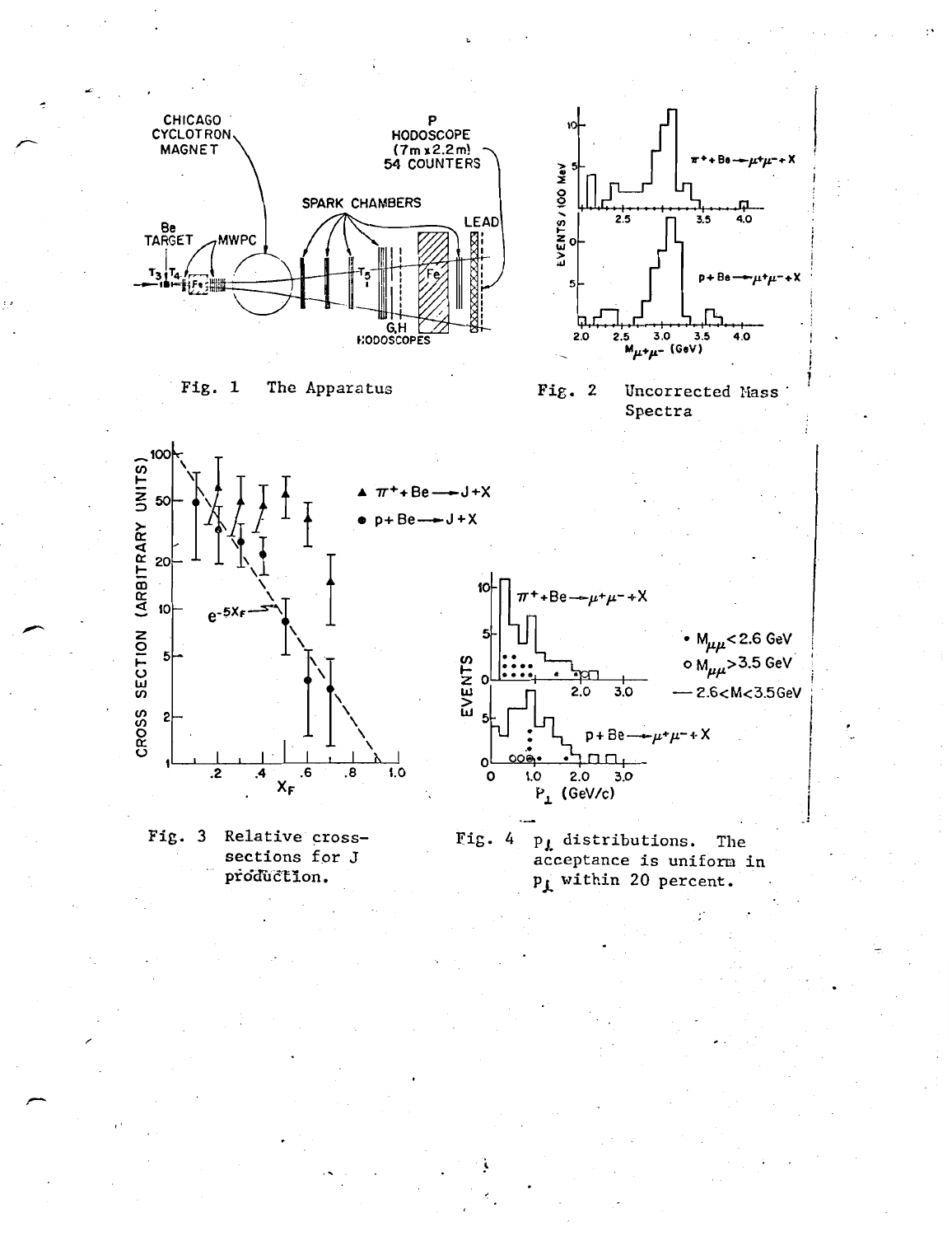CHICAGO CYCLOTRON MAGNET

P HODOSCOPE (7m x 2.2m) 54 COUNTERS

SPARK CHAMBERS

Be TARGET

MWPC

LEAD

$T_3$ $T_4$ Fe

$T_5$

Fe

G,H HODOSCOPES

Fig. 1 The Apparatus

EVENTS / 100 MeV

$\pi^+ + Be \rightarrow \mu^+\mu^- + X$

$p + Be \rightarrow \mu^+\mu^- + X$

2.0 2.5 3.0 3.5 4.0

$M_{\mu^+\mu^-}$ (GeV)

Fig. 2 Uncorrected Mass Spectra

CROSS SECTION (ARBITRARY UNITS)

▲ $\pi^+ + Be \rightarrow J + X$

● $p + Be \rightarrow J + X$

$e^{-5X_F}$

$X_F$

Fig. 3 Relative cross-sections for J production.

EVENTS

$\pi^+ + Be \rightarrow \mu^+\mu^- + X$

$p + Be \rightarrow \mu^+\mu^- + X$

• $M_{\mu\mu} < 2.6$ GeV

○ $M_{\mu\mu} > 3.5$ GeV

— $2.6 < M < 3.5$ GeV

$P_\perp$ (GeV/c)

Fig. 4 $p_\perp$ distributions. The acceptance is uniform in $p_\perp$ within 20 percent.